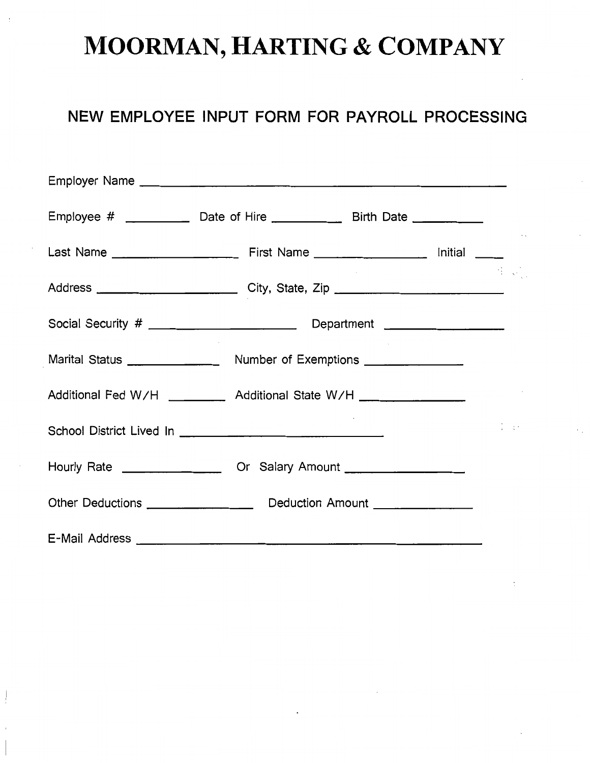# MOORMAN, HARTING & COMPANY

## NEW EMPLOYEE INPUT FORM FOR PAYROLL PROCESSING

Employer Name ____________________________________________

Employee # __________ Date of Hire ___________ Birth Date ___________

Last Name ___________________ First Name _________________ Initial ____

Address ______________________ City, State, Zip _________________________

Social Security # ______________________ Department __________________

Marital Status ______________ Number of Exemptions _______________

Additional Fed W/H _________ Additional State W/H ________________

School District Lived In ______________________________

Hourly Rate _______________ Or Salary Amount _________________

Other Deductions ________________ Deduction Amount _______________

E-Mail Address ____________________________________________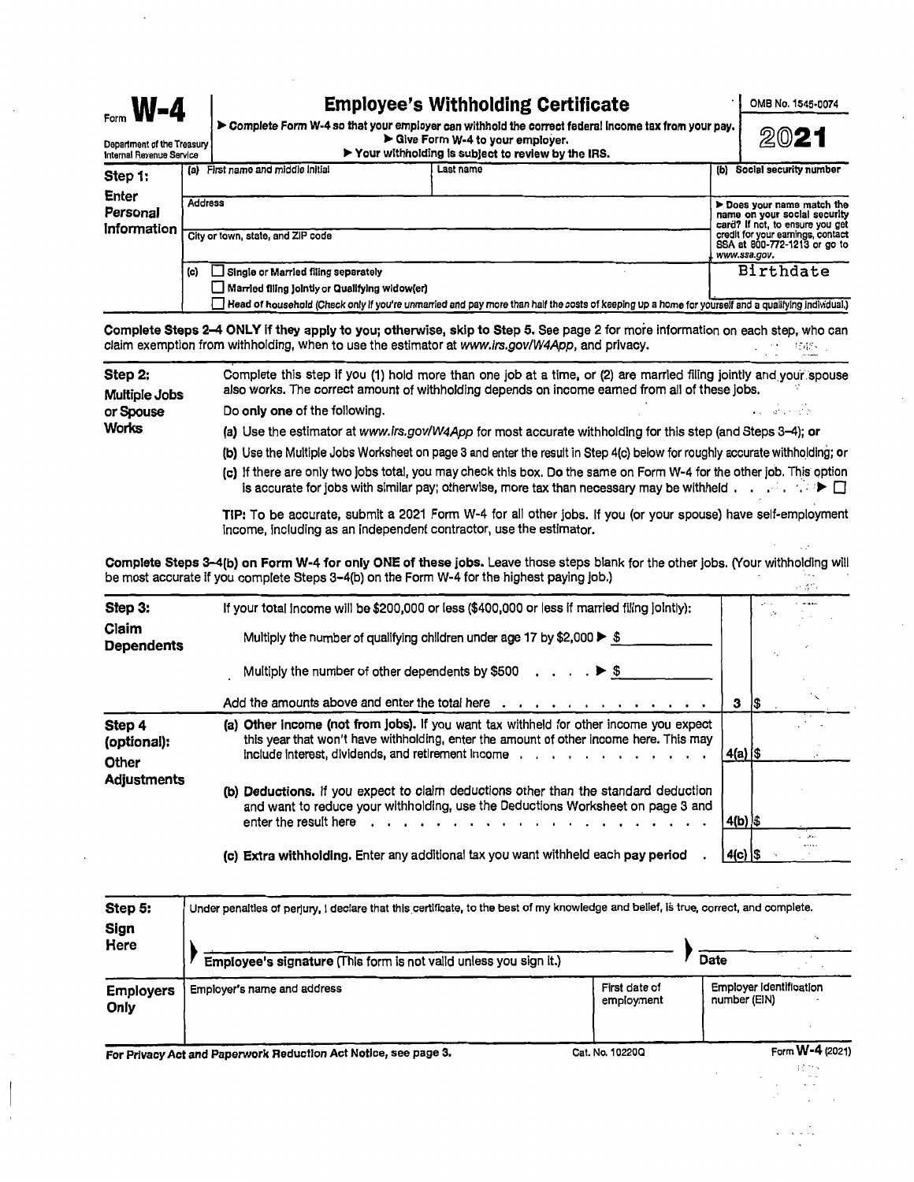# Form W-4 — Employee's Withholding Certificate

Department of the Treasury
Internal Revenue Service

▶ Complete Form W-4 so that your employer can withhold the correct federal income tax from your pay.
▶ Give Form W-4 to your employer.
▶ Your withholding is subject to review by the IRS.

OMB No. 1545-0074

**2021**

## Step 1: Enter Personal Information

| (a) First name and middle initial | Last name | (b) Social security number |
|---|---|---|
| Address | | ▶ Does your name match the name on your social security card? If not, to ensure you get credit for your earnings, contact SSA at 800-772-1213 or go to www.ssa.gov. |
| City or town, state, and ZIP code | | |
| (c) ☐ Single or Married filing separately<br>☐ Married filing jointly or Qualifying widow(er)<br>☐ Head of household (Check only if you're unmarried and pay more than half the costs of keeping up a home for yourself and a qualifying individual.) | | Birthdate |

**Complete Steps 2–4 ONLY if they apply to you; otherwise, skip to Step 5.** See page 2 for more information on each step, who can claim exemption from withholding, when to use the estimator at *www.irs.gov/W4App*, and privacy.

## Step 2: Multiple Jobs or Spouse Works

Complete this step if you (1) hold more than one job at a time, or (2) are married filing jointly and your spouse also works. The correct amount of withholding depends on income earned from all of these jobs.

Do **only one** of the following.

(a) Use the estimator at *www.irs.gov/W4App* for most accurate withholding for this step (and Steps 3–4); **or**

(b) Use the Multiple Jobs Worksheet on page 3 and enter the result in Step 4(c) below for roughly accurate withholding; or

(c) If there are only two jobs total, you may check this box. Do the same on Form W-4 for the other job. This option is accurate for jobs with similar pay; otherwise, more tax than necessary may be withheld . . . ▶ ☐

TIP: To be accurate, submit a 2021 Form W-4 for all other jobs. If you (or your spouse) have self-employment income, including as an independent contractor, use the estimator.

**Complete Steps 3–4(b) on Form W-4 for only ONE of these jobs.** Leave those steps blank for the other jobs. (Your withholding will be most accurate if you complete Steps 3–4(b) on the Form W-4 for the highest paying job.)

## Step 3: Claim Dependents

If your total income will be $200,000 or less ($400,000 or less if married filing jointly):

Multiply the number of qualifying children under age 17 by $2,000 ▶ $ ______

Multiply the number of other dependents by $500 . . . . ▶ $ ______

Add the amounts above and enter the total here . . . . . . . . . . . . . . . . **3** $

## Step 4 (optional): Other Adjustments

**(a) Other income (not from jobs).** If you want tax withheld for other income you expect this year that won't have withholding, enter the amount of other income here. This may include interest, dividends, and retirement income . . . . . . . . . . . . . . **4(a)** $

**(b) Deductions.** If you expect to claim deductions other than the standard deduction and want to reduce your withholding, use the Deductions Worksheet on page 3 and enter the result here . . . . . . . . . . . . . . . . . . . . . . **4(b)** $

**(c) Extra withholding.** Enter any additional tax you want withheld each **pay period** . **4(c)** $

## Step 5: Sign Here

Under penalties of perjury, I declare that this certificate, to the best of my knowledge and belief, is true, correct, and complete.

▶ **Employee's signature** (This form is not valid unless you sign it.) ▶ **Date**

| Employers Only | Employer's name and address | First date of employment | Employer identification number (EIN) |
|---|---|---|---|
| | | | |

**For Privacy Act and Paperwork Reduction Act Notice, see page 3.** Cat. No. 10220Q Form **W-4** (2021)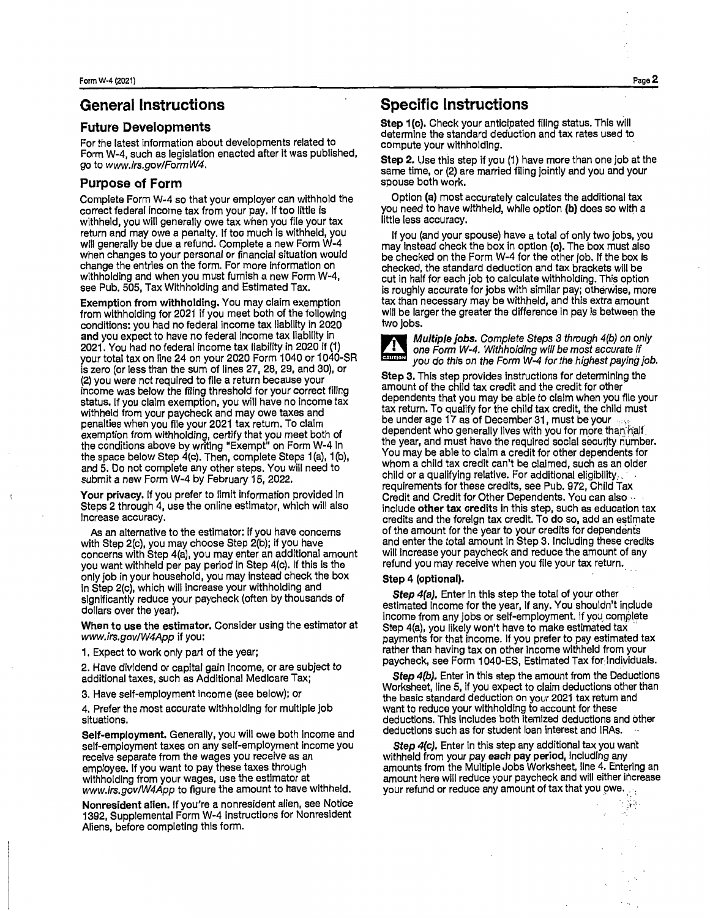## General Instructions

### Future Developments

For the latest information about developments related to Form W-4, such as legislation enacted after it was published, go to *www.irs.gov/FormW4*.

### Purpose of Form

Complete Form W-4 so that your employer can withhold the correct federal income tax from your pay. If too little is withheld, you will generally owe tax when you file your tax return and may owe a penalty. If too much is withheld, you will generally be due a refund. Complete a new Form W-4 when changes to your personal or financial situation would change the entries on the form. For more information on withholding and when you must furnish a new Form W-4, see Pub. 505, Tax Withholding and Estimated Tax.

**Exemption from withholding.** You may claim exemption from withholding for 2021 if you meet both of the following conditions: you had no federal income tax liability in 2020 **and** you expect to have no federal income tax liability in 2021. You had no federal income tax liability in 2020 if (1) your total tax on line 24 on your 2020 Form 1040 or 1040-SR is zero (or less than the sum of lines 27, 28, 29, and 30), or (2) you were not required to file a return because your income was below the filing threshold for your correct filing status. If you claim exemption, you will have no income tax withheld from your paycheck and may owe taxes and penalties when you file your 2021 tax return. To claim exemption from withholding, certify that you meet both of the conditions above by writing "Exempt" on Form W-4 in the space below Step 4(c). Then, complete Steps 1(a), 1(b), and 5. Do not complete any other steps. You will need to submit a new Form W-4 by February 15, 2022.

**Your privacy.** If you prefer to limit information provided in Steps 2 through 4, use the online estimator, which will also increase accuracy.

As an alternative to the estimator: if you have concerns with Step 2(c), you may choose Step 2(b); if you have concerns with Step 4(a), you may enter an additional amount you want withheld per pay period in Step 4(c). If this is the only job in your household, you may instead check the box in Step 2(c), which will increase your withholding and significantly reduce your paycheck (often by thousands of dollars over the year).

**When to use the estimator.** Consider using the estimator at *www.irs.gov/W4App* if you:

1. Expect to work only part of the year;
2. Have dividend or capital gain income, or are subject to additional taxes, such as Additional Medicare Tax;
3. Have self-employment income (see below); or
4. Prefer the most accurate withholding for multiple job situations.

**Self-employment.** Generally, you will owe both income and self-employment taxes on any self-employment income you receive separate from the wages you receive as an employee. If you want to pay these taxes through withholding from your wages, use the estimator at *www.irs.gov/W4App* to figure the amount to have withheld.

**Nonresident alien.** If you're a nonresident alien, see Notice 1392, Supplemental Form W-4 Instructions for Nonresident Aliens, before completing this form.

## Specific Instructions

**Step 1(c).** Check your anticipated filing status. This will determine the standard deduction and tax rates used to compute your withholding.

**Step 2.** Use this step if you (1) have more than one job at the same time, or (2) are married filing jointly and you and your spouse both work.

Option **(a)** most accurately calculates the additional tax you need to have withheld, while option **(b)** does so with a little less accuracy.

If you (and your spouse) have a total of only two jobs, you may instead check the box in option **(c)**. The box must also be checked on the Form W-4 for the other job. If the box is checked, the standard deduction and tax brackets will be cut in half for each job to calculate withholding. This option is roughly accurate for jobs with similar pay; otherwise, more tax than necessary may be withheld, and this extra amount will be larger the greater the difference in pay is between the two jobs.

CAUTION: ***Multiple jobs.*** *Complete Steps 3 through 4(b) on only one Form W-4. Withholding will be most accurate if you do this on the Form W-4 for the highest paying job.*

**Step 3.** This step provides instructions for determining the amount of the child tax credit and the credit for other dependents that you may be able to claim when you file your tax return. To qualify for the child tax credit, the child must be under age 17 as of December 31, must be your dependent who generally lives with you for more than half the year, and must have the required social security number. You may be able to claim a credit for other dependents for whom a child tax credit can't be claimed, such as an older child or a qualifying relative. For additional eligibility requirements for these credits, see Pub. 972, Child Tax Credit and Credit for Other Dependents. You can also include **other tax credits** in this step, such as education tax credits and the foreign tax credit. To do so, add an estimate of the amount for the year to your credits for dependents and enter the total amount in Step 3. Including these credits will increase your paycheck and reduce the amount of any refund you may receive when you file your tax return.

**Step 4 (optional).**

***Step 4(a).*** Enter in this step the total of your other estimated income for the year, if any. You shouldn't include income from any jobs or self-employment. If you complete Step 4(a), you likely won't have to make estimated tax payments for that income. If you prefer to pay estimated tax rather than having tax on other income withheld from your paycheck, see Form 1040-ES, Estimated Tax for Individuals.

***Step 4(b).*** Enter in this step the amount from the Deductions Worksheet, line 5, if you expect to claim deductions other than the basic standard deduction on your 2021 tax return and want to reduce your withholding to account for these deductions. This includes both itemized deductions and other deductions such as for student loan interest and IRAs.

***Step 4(c).*** Enter in this step any additional tax you want withheld from your pay **each pay period**, including any amounts from the Multiple Jobs Worksheet, line 4. Entering an amount here will reduce your paycheck and will either increase your refund or reduce any amount of tax that you owe.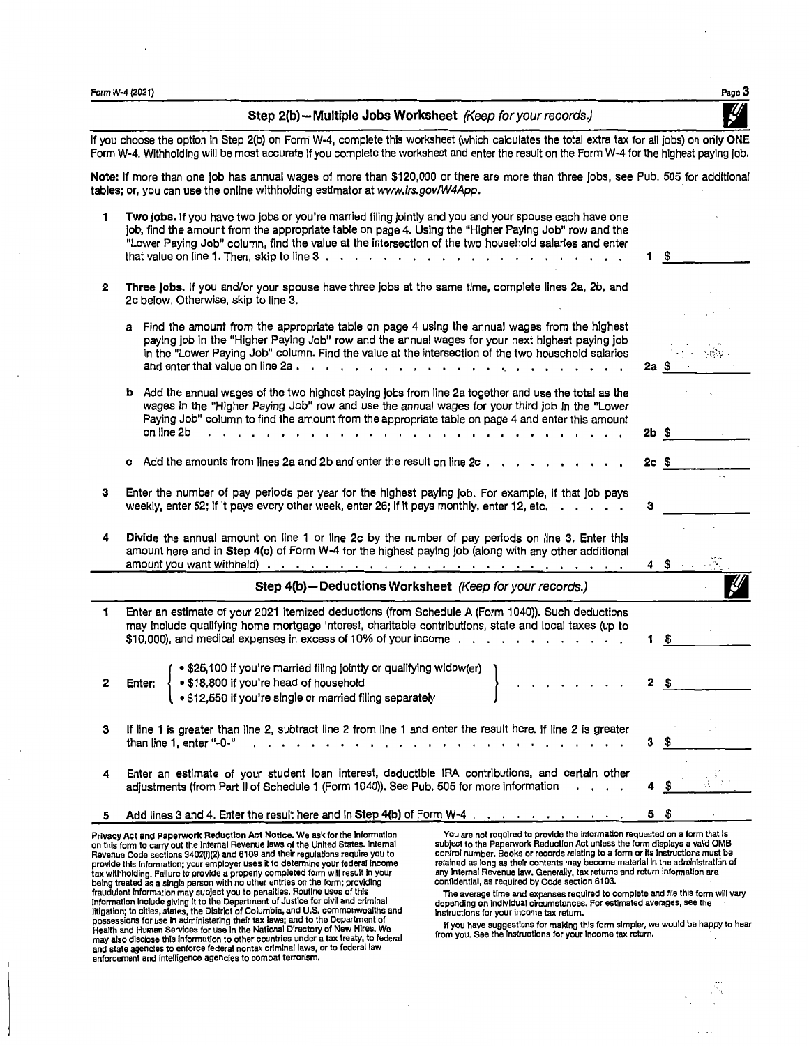## Step 2(b)—Multiple Jobs Worksheet *(Keep for your records.)*

If you choose the option in Step 2(b) on Form W-4, complete this worksheet (which calculates the total extra tax for all jobs) on **only ONE** Form W-4. Withholding will be most accurate if you complete the worksheet and enter the result on the Form W-4 for the highest paying job.

**Note:** If more than one job has annual wages of more than $120,000 or there are more than three jobs, see Pub. 505 for additional tables; or, you can use the online withholding estimator at www.irs.gov/W4App.

**1** **Two jobs.** If you have two jobs or you're married filing jointly and you and your spouse each have one job, find the amount from the appropriate table on page 4. Using the "Higher Paying Job" row and the "Lower Paying Job" column, find the value at the intersection of the two household salaries and enter that value on line 1. Then, **skip** to line 3 . . . . . . . . . . . . . . . . . . . . . **1** $ ________

**2** **Three jobs.** If you and/or your spouse have three jobs at the same time, complete lines 2a, 2b, and 2c below. Otherwise, skip to line 3.

**a** Find the amount from the appropriate table on page 4 using the annual wages from the highest paying job in the "Higher Paying Job" row and the annual wages for your next highest paying job in the "Lower Paying Job" column. Find the value at the intersection of the two household salaries and enter that value on line 2a . . . . . . . . . . . . . . . . . . . . . **2a** $ ________

**b** Add the annual wages of the two highest paying jobs from line 2a together and use the total as the wages in the "Higher Paying Job" row and use the annual wages for your third job in the "Lower Paying Job" column to find the amount from the appropriate table on page 4 and enter this amount on line 2b . . . . . . . . . . . . . . . . . . . . . **2b** $ ________

**c** Add the amounts from lines 2a and 2b and enter the result on line 2c . . . . . . . . . . **2c** $ ________

**3** Enter the number of pay periods per year for the highest paying job. For example, if that job pays weekly, enter 52; if it pays every other week, enter 26; if it pays monthly, enter 12, etc. . . . . . **3** ________

**4** **Divide** the annual amount on line 1 or line 2c by the number of pay periods on line 3. Enter this amount here and in **Step 4(c)** of Form W-4 for the highest paying job (along with any other additional amount you want withheld) . . . . . . . . . . . . . . . . . . . . . **4** $ ________

## Step 4(b)—Deductions Worksheet *(Keep for your records.)*

**1** Enter an estimate of your 2021 itemized deductions (from Schedule A (Form 1040)). Such deductions may include qualifying home mortgage interest, charitable contributions, state and local taxes (up to $10,000), and medical expenses in excess of 10% of your income . . . . . . . . . . . . . **1** $ ________

**2** Enter:
- $25,100 if you're married filing jointly or qualifying widow(er)
- $18,800 if you're head of household
- $12,550 if you're single or married filing separately

. . . . . . . . . **2** $ ________

**3** If line 1 is greater than line 2, subtract line 2 from line 1 and enter the result here. If line 2 is greater than line 1, enter "-0-" . . . . . . . . . . . . . . . . . . . . . **3** $ ________

**4** Enter an estimate of your student loan interest, deductible IRA contributions, and certain other adjustments (from Part II of Schedule 1 (Form 1040)). See Pub. 505 for more information . . . . **4** $ ________

**5** **Add** lines 3 and 4. Enter the result here and in **Step 4(b)** of Form W-4 . . . . . . . . . . . **5** $ ________

**Privacy Act and Paperwork Reduction Act Notice.** We ask for the information on this form to carry out the Internal Revenue laws of the United States. Internal Revenue Code sections 3402(f)(2) and 6109 and their regulations require you to provide this information; your employer uses it to determine your federal income tax withholding. Failure to provide a properly completed form will result in your being treated as a single person with no other entries on the form; providing fraudulent information may subject you to penalties. Routine uses of this information include giving it to the Department of Justice for civil and criminal litigation; to cities, states, the District of Columbia, and U.S. commonwealths and possessions for use in administering their tax laws; and to the Department of Health and Human Services for use in the National Directory of New Hires. We may also disclose this information to other countries under a tax treaty, to federal and state agencies to enforce federal nontax criminal laws, or to federal law enforcement and intelligence agencies to combat terrorism.

You are not required to provide the information requested on a form that is subject to the Paperwork Reduction Act unless the form displays a valid OMB control number. Books or records relating to a form or its instructions must be retained as long as their contents may become material in the administration of any Internal Revenue law. Generally, tax returns and return information are confidential, as required by Code section 6103.

The average time and expenses required to complete and file this form will vary depending on individual circumstances. For estimated averages, see the instructions for your income tax return.

If you have suggestions for making this form simpler, we would be happy to hear from you. See the instructions for your income tax return.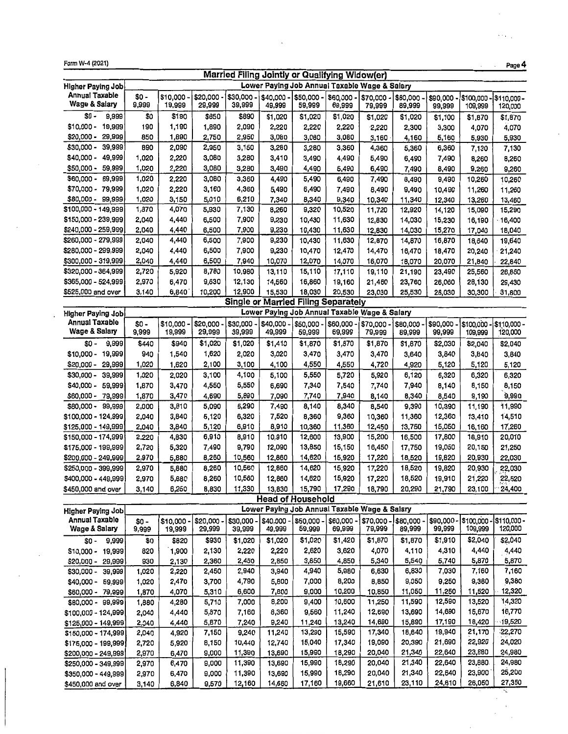## Married Filing Jointly or Qualifying Widow(er)

| Higher Paying Job Annual Taxable Wage & Salary | Lower Paying Job Annual Taxable Wage & Salary | | | | | | | | | | | |
|---|---|---|---|---|---|---|---|---|---|---|---|---|
| | $0 - 9,999 | $10,000 - 19,999 | $20,000 - 29,999 | $30,000 - 39,999 | $40,000 - 49,999 | $50,000 - 59,999 | $60,000 - 69,999 | $70,000 - 79,999 | $80,000 - 89,999 | $90,000 - 99,999 | $100,000 - 109,999 | $110,000 - 120,000 |
| $0 - 9,999 | $0 | $190 | $850 | $890 | $1,020 | $1,020 | $1,020 | $1,020 | $1,020 | $1,100 | $1,870 | $1,870 |
| $10,000 - 19,999 | 190 | 1,190 | 1,890 | 2,090 | 2,220 | 2,220 | 2,220 | 2,220 | 2,300 | 3,300 | 4,070 | 4,070 |
| $20,000 - 29,999 | 850 | 1,890 | 2,750 | 2,950 | 3,080 | 3,080 | 3,080 | 3,160 | 4,160 | 5,160 | 5,930 | 5,930 |
| $30,000 - 39,999 | 890 | 2,090 | 2,950 | 3,150 | 3,280 | 3,280 | 3,360 | 4,360 | 5,360 | 6,360 | 7,130 | 7,130 |
| $40,000 - 49,999 | 1,020 | 2,220 | 3,080 | 3,280 | 3,410 | 3,490 | 4,490 | 5,490 | 6,490 | 7,490 | 8,260 | 8,260 |
| $50,000 - 59,999 | 1,020 | 2,220 | 3,080 | 3,280 | 3,490 | 4,490 | 5,490 | 6,490 | 7,490 | 8,490 | 9,260 | 9,260 |
| $60,000 - 69,999 | 1,020 | 2,220 | 3,080 | 3,360 | 4,490 | 5,490 | 6,490 | 7,490 | 8,490 | 9,490 | 10,260 | 10,260 |
| $70,000 - 79,999 | 1,020 | 2,220 | 3,160 | 4,360 | 5,490 | 6,490 | 7,490 | 8,490 | 9,490 | 10,490 | 11,260 | 11,260 |
| $80,000 - 99,999 | 1,020 | 3,150 | 5,010 | 6,210 | 7,340 | 8,340 | 9,340 | 10,340 | 11,340 | 12,340 | 13,260 | 13,460 |
| $100,000 - 149,999 | 1,870 | 4,070 | 5,930 | 7,130 | 8,260 | 9,320 | 10,520 | 11,720 | 12,920 | 14,120 | 15,090 | 15,290 |
| $150,000 - 239,999 | 2,040 | 4,440 | 6,500 | 7,900 | 9,230 | 10,430 | 11,630 | 12,830 | 14,030 | 15,230 | 16,190 | 16,400 |
| $240,000 - 259,999 | 2,040 | 4,440 | 6,500 | 7,900 | 9,230 | 10,430 | 11,630 | 12,830 | 14,030 | 15,270 | 17,040 | 18,040 |
| $260,000 - 279,999 | 2,040 | 4,440 | 6,500 | 7,900 | 9,230 | 10,430 | 11,630 | 12,870 | 14,870 | 16,870 | 18,640 | 19,640 |
| $280,000 - 299,999 | 2,040 | 4,440 | 6,500 | 7,900 | 9,230 | 10,470 | 12,470 | 14,470 | 16,470 | 18,470 | 20,240 | 21,240 |
| $300,000 - 319,999 | 2,040 | 4,440 | 6,500 | 7,940 | 10,070 | 12,070 | 14,070 | 16,070 | 18,070 | 20,070 | 21,840 | 22,840 |
| $320,000 - 364,999 | 2,720 | 5,920 | 8,780 | 10,980 | 13,110 | 15,110 | 17,110 | 19,110 | 21,190 | 23,490 | 25,560 | 26,860 |
| $365,000 - 524,999 | 2,970 | 6,470 | 9,630 | 12,130 | 14,560 | 16,860 | 19,160 | 21,460 | 23,760 | 26,060 | 28,130 | 29,430 |
| $525,000 and over | 3,140 | 6,840 | 10,200 | 12,900 | 15,530 | 18,030 | 20,530 | 23,030 | 25,530 | 28,030 | 30,300 | 31,600 |

## Single or Married Filing Separately

| Higher Paying Job Annual Taxable Wage & Salary | Lower Paying Job Annual Taxable Wage & Salary | | | | | | | | | | | |
|---|---|---|---|---|---|---|---|---|---|---|---|---|
| | $0 - 9,999 | $10,000 - 19,999 | $20,000 - 29,999 | $30,000 - 39,999 | $40,000 - 49,999 | $50,000 - 59,999 | $60,000 - 69,999 | $70,000 - 79,999 | $80,000 - 89,999 | $90,000 - 99,999 | $100,000 - 109,999 | $110,000 - 120,000 |
| $0 - 9,999 | $440 | $940 | $1,020 | $1,020 | $1,410 | $1,870 | $1,870 | $1,870 | $1,870 | $2,030 | $2,040 | $2,040 |
| $10,000 - 19,999 | 940 | 1,540 | 1,620 | 2,020 | 3,020 | 3,470 | 3,470 | 3,470 | 3,640 | 3,840 | 3,840 | 3,840 |
| $20,000 - 29,999 | 1,020 | 1,620 | 2,100 | 3,100 | 4,100 | 4,550 | 4,550 | 4,720 | 4,920 | 5,120 | 5,120 | 5,120 |
| $30,000 - 39,999 | 1,020 | 2,020 | 3,100 | 4,100 | 5,100 | 5,550 | 5,720 | 5,920 | 6,120 | 6,320 | 6,320 | 6,320 |
| $40,000 - 59,999 | 1,870 | 3,470 | 4,550 | 5,550 | 6,690 | 7,340 | 7,540 | 7,740 | 7,940 | 8,140 | 8,150 | 8,150 |
| $60,000 - 79,999 | 1,870 | 3,470 | 4,690 | 5,890 | 7,090 | 7,740 | 7,940 | 8,140 | 8,340 | 8,540 | 9,190 | 9,990 |
| $80,000 - 99,999 | 2,000 | 3,810 | 5,090 | 6,290 | 7,490 | 8,140 | 8,340 | 8,540 | 9,390 | 10,390 | 11,190 | 11,990 |
| $100,000 - 124,999 | 2,040 | 3,840 | 5,120 | 6,320 | 7,520 | 8,360 | 9,360 | 10,360 | 11,360 | 12,360 | 13,410 | 14,510 |
| $125,000 - 149,999 | 2,040 | 3,840 | 5,120 | 6,910 | 8,910 | 10,360 | 11,360 | 12,450 | 13,750 | 15,050 | 16,160 | 17,260 |
| $150,000 - 174,999 | 2,220 | 4,830 | 6,910 | 8,910 | 10,910 | 12,600 | 13,900 | 15,200 | 16,500 | 17,800 | 18,910 | 20,010 |
| $175,000 - 199,999 | 2,720 | 5,320 | 7,490 | 9,790 | 12,090 | 13,850 | 15,150 | 16,450 | 17,750 | 19,050 | 20,150 | 21,250 |
| $200,000 - 249,999 | 2,970 | 5,880 | 8,260 | 10,560 | 12,860 | 14,620 | 15,920 | 17,220 | 18,520 | 19,820 | 20,930 | 22,030 |
| $250,000 - 399,999 | 2,970 | 5,880 | 8,260 | 10,560 | 12,860 | 14,620 | 15,920 | 17,220 | 18,520 | 19,820 | 20,930 | 22,030 |
| $400,000 - 449,999 | 2,970 | 5,880 | 8,260 | 10,560 | 12,860 | 14,620 | 15,920 | 17,220 | 18,520 | 19,910 | 21,220 | 22,520 |
| $450,000 and over | 3,140 | 6,250 | 8,830 | 11,330 | 13,830 | 15,790 | 17,290 | 18,790 | 20,290 | 21,790 | 23,100 | 24,400 |

## Head of Household

| Higher Paying Job Annual Taxable Wage & Salary | Lower Paying Job Annual Taxable Wage & Salary | | | | | | | | | | | |
|---|---|---|---|---|---|---|---|---|---|---|---|---|
| | $0 - 9,999 | $10,000 - 19,999 | $20,000 - 29,999 | $30,000 - 39,999 | $40,000 - 49,999 | $50,000 - 59,999 | $60,000 - 69,999 | $70,000 - 79,999 | $80,000 - 89,999 | $90,000 - 99,999 | $100,000 - 109,999 | $110,000 - 120,000 |
| $0 - 9,999 | $0 | $820 | $930 | $1,020 | $1,020 | $1,020 | $1,420 | $1,870 | $1,870 | $1,910 | $2,040 | $2,040 |
| $10,000 - 19,999 | 820 | 1,900 | 2,130 | 2,220 | 2,220 | 2,620 | 3,620 | 4,070 | 4,110 | 4,310 | 4,440 | 4,440 |
| $20,000 - 29,999 | 930 | 2,130 | 2,360 | 2,450 | 2,850 | 3,850 | 4,850 | 5,340 | 5,540 | 5,740 | 5,870 | 5,870 |
| $30,000 - 39,999 | 1,020 | 2,220 | 2,450 | 2,940 | 3,940 | 4,940 | 5,980 | 6,630 | 6,830 | 7,030 | 7,160 | 7,160 |
| $40,000 - 59,999 | 1,020 | 2,470 | 3,700 | 4,790 | 5,800 | 7,000 | 8,200 | 8,850 | 9,050 | 9,250 | 9,380 | 9,380 |
| $60,000 - 79,999 | 1,870 | 4,070 | 5,310 | 6,600 | 7,800 | 9,000 | 10,200 | 10,850 | 11,050 | 11,250 | 11,520 | 12,320 |
| $80,000 - 99,999 | 1,880 | 4,280 | 5,710 | 7,000 | 8,200 | 9,400 | 10,600 | 11,250 | 11,590 | 12,590 | 13,520 | 14,320 |
| $100,000 - 124,999 | 2,040 | 4,440 | 5,870 | 7,160 | 8,360 | 9,560 | 11,240 | 12,690 | 13,690 | 14,690 | 15,670 | 16,770 |
| $125,000 - 149,999 | 2,040 | 4,440 | 5,870 | 7,240 | 9,240 | 11,240 | 13,240 | 14,690 | 15,890 | 17,190 | 18,420 | 19,520 |
| $150,000 - 174,999 | 2,040 | 4,920 | 7,150 | 9,240 | 11,240 | 13,290 | 15,590 | 17,340 | 18,640 | 19,940 | 21,170 | 22,270 |
| $175,000 - 199,999 | 2,720 | 5,920 | 8,150 | 10,440 | 12,740 | 15,040 | 17,340 | 19,090 | 20,390 | 21,690 | 22,920 | 24,020 |
| $200,000 - 249,999 | 2,970 | 6,470 | 9,000 | 11,390 | 13,690 | 15,990 | 18,290 | 20,040 | 21,340 | 22,640 | 23,880 | 24,980 |
| $250,000 - 349,999 | 2,970 | 6,470 | 9,000 | 11,390 | 13,690 | 15,990 | 18,290 | 20,040 | 21,340 | 22,640 | 23,880 | 24,980 |
| $350,000 - 449,999 | 2,970 | 6,470 | 9,000 | 11,390 | 13,690 | 15,990 | 18,290 | 20,040 | 21,340 | 22,640 | 23,900 | 25,200 |
| $450,000 and over | 3,140 | 6,840 | 9,570 | 12,160 | 14,660 | 17,160 | 19,660 | 21,610 | 23,110 | 24,610 | 26,050 | 27,350 |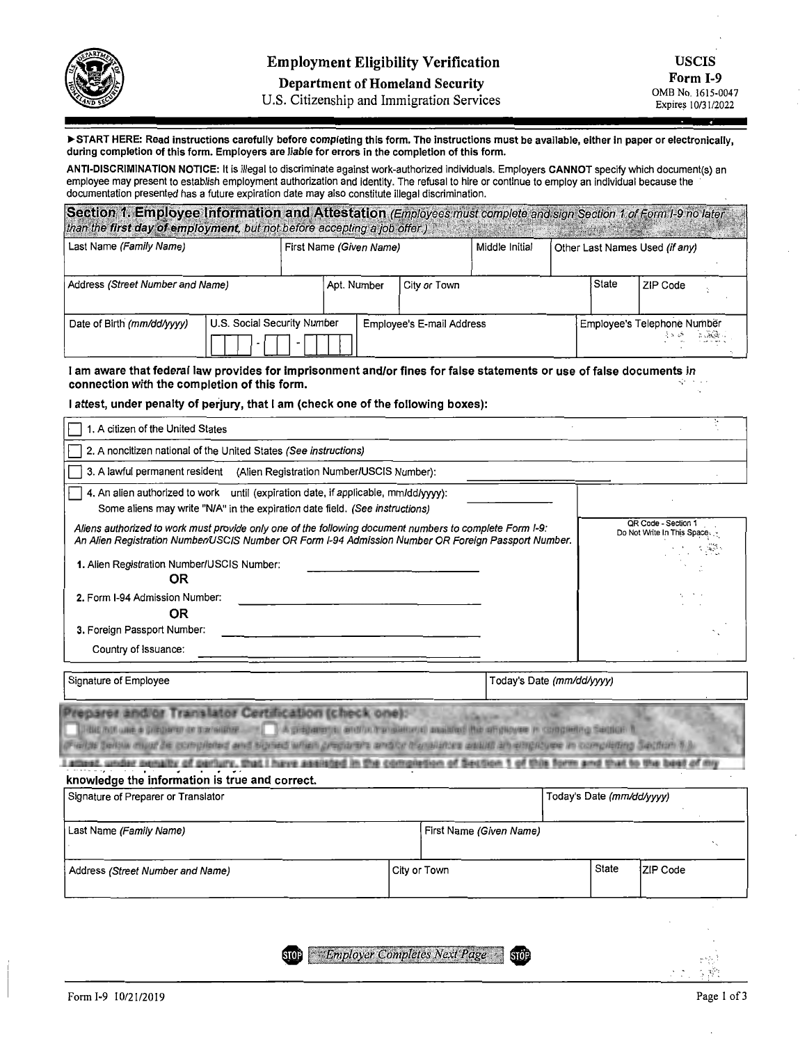# Employment Eligibility Verification

**Department of Homeland Security**

U.S. Citizenship and Immigration Services

**USCIS**
**Form I-9**
OMB No. 1615-0047
Expires 10/31/2022

**►START HERE: Read instructions carefully before completing this form. The instructions must be available, either in paper or electronically, during completion of this form. Employers are liable for errors in the completion of this form.**

**ANTI-DISCRIMINATION NOTICE:** It is illegal to discriminate against work-authorized individuals. Employers **CANNOT** specify which document(s) an employee may present to establish employment authorization and identity. The refusal to hire or continue to employ an individual because the documentation presented has a future expiration date may also constitute illegal discrimination.

## Section 1. Employee Information and Attestation

*(Employees must complete and sign Section 1 of Form I-9 no later than the* ***first day of employment****, but not before accepting a job offer.)*

| Last Name *(Family Name)* | First Name *(Given Name)* | Middle Initial | Other Last Names Used *(if any)* |
|---|---|---|---|
| | | | |

| Address *(Street Number and Name)* | Apt. Number | City or Town | State | ZIP Code |
|---|---|---|---|---|
| | | | | |

| Date of Birth *(mm/dd/yyyy)* | U.S. Social Security Number | Employee's E-mail Address | Employee's Telephone Number |
|---|---|---|---|
| | - - | | |

**I am aware that federal law provides for imprisonment and/or fines for false statements or use of false documents in connection with the completion of this form.**

**I attest, under penalty of perjury, that I am (check one of the following boxes):**

- [ ] 1. A citizen of the United States
- [ ] 2. A noncitizen national of the United States *(See instructions)*
- [ ] 3. A lawful permanent resident (Alien Registration Number/USCIS Number): ____________
- [ ] 4. An alien authorized to work until (expiration date, if applicable, mm/dd/yyyy): ____________
  Some aliens may write "N/A" in the expiration date field. *(See instructions)*

*Aliens authorized to work must provide only one of the following document numbers to complete Form I-9: An Alien Registration Number/USCIS Number OR Form I-94 Admission Number OR Foreign Passport Number.*

1. Alien Registration Number/USCIS Number: ____________
   **OR**
2. Form I-94 Admission Number: ____________
   **OR**
3. Foreign Passport Number: ____________
   Country of Issuance: ____________

QR Code - Section 1
Do Not Write In This Space

| Signature of Employee | Today's Date *(mm/dd/yyyy)* |
|---|---|
| | |

**Preparer and/or Translator Certification (check one):**

- [ ] I did not use a preparer or translator.
- [ ] A preparer(s) and/or translator(s) assisted the employee in completing Section 1.

*(Fields below must be completed and signed when preparers and/or translators assist an employee in completing Section 1.)*

**I attest, under penalty of perjury, that I have assisted in the completion of Section 1 of this form and that to the best of my knowledge the information is true and correct.**

| Signature of Preparer or Translator | Today's Date *(mm/dd/yyyy)* |
|---|---|
| | |

| Last Name *(Family Name)* | First Name *(Given Name)* |
|---|---|
| | |

| Address *(Street Number and Name)* | City or Town | State | ZIP Code |
|---|---|---|---|
| | | | |

STOP *Employer Completes Next Page* STOP

Form I-9 10/21/2019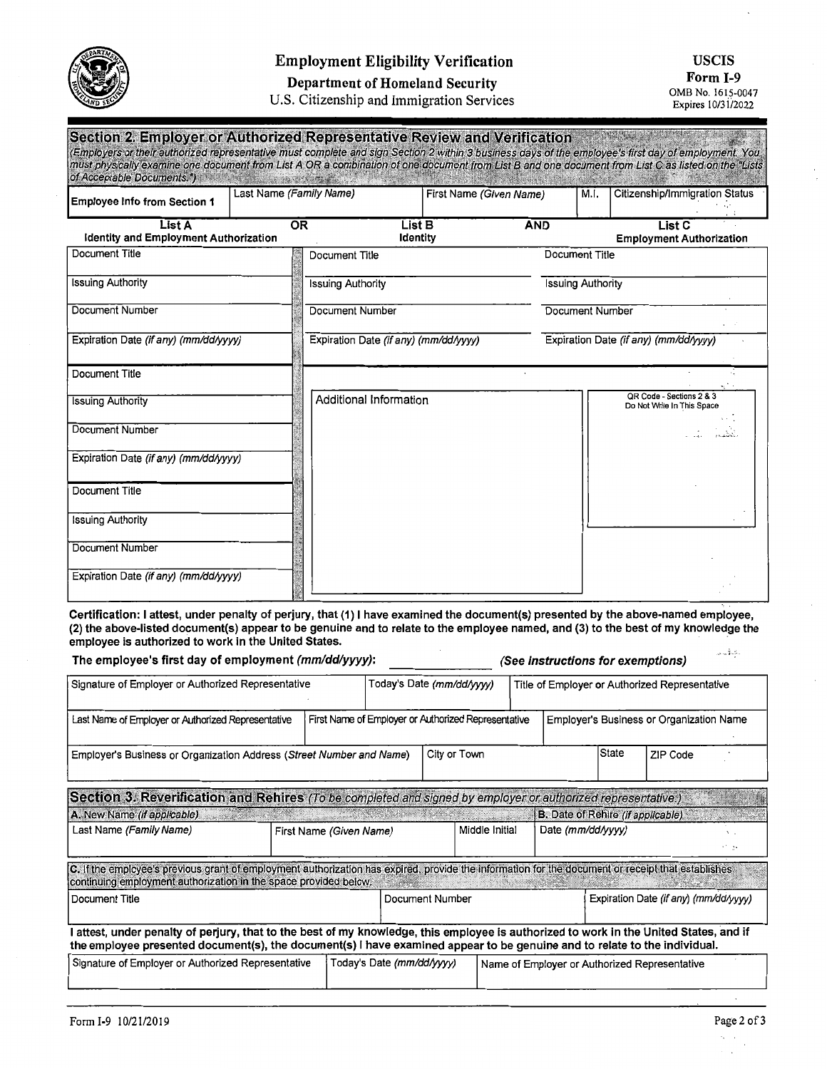# Employment Eligibility Verification

**Department of Homeland Security**
U.S. Citizenship and Immigration Services

**USCIS**
**Form I-9**
OMB No. 1615-0047
Expires 10/31/2022

## Section 2. Employer or Authorized Representative Review and Verification

*(Employers or their authorized representative must complete and sign Section 2 within 3 business days of the employee's first day of employment. You must physically examine one document from List A OR a combination of one document from List B and one document from List C as listed on the "Lists of Acceptable Documents.")*

| Employee Info from Section 1 | Last Name *(Family Name)* | First Name *(Given Name)* | M.I. | Citizenship/Immigration Status |
|---|---|---|---|---|
| | | | | |

| List A<br>Identity and Employment Authorization | OR | List B<br>Identity | AND | List C<br>Employment Authorization |
|---|---|---|---|---|
| Document Title | | Document Title | | Document Title |
| Issuing Authority | | Issuing Authority | | Issuing Authority |
| Document Number | | Document Number | | Document Number |
| Expiration Date *(if any) (mm/dd/yyyy)* | | Expiration Date *(if any) (mm/dd/yyyy)* | | Expiration Date *(if any) (mm/dd/yyyy)* |
| Document Title | | | | |
| Issuing Authority | | Additional Information | | QR Code - Sections 2 & 3<br>Do Not Write In This Space |
| Document Number | | | | |
| Expiration Date *(if any) (mm/dd/yyyy)* | | | | |
| Document Title | | | | |
| Issuing Authority | | | | |
| Document Number | | | | |
| Expiration Date *(if any) (mm/dd/yyyy)* | | | | |

**Certification: I attest, under penalty of perjury, that (1) I have examined the document(s) presented by the above-named employee, (2) the above-listed document(s) appear to be genuine and to relate to the employee named, and (3) to the best of my knowledge the employee is authorized to work in the United States.**

**The employee's first day of employment *(mm/dd/yyyy)*:** ____________ ***(See instructions for exemptions)***

| Signature of Employer or Authorized Representative | Today's Date *(mm/dd/yyyy)* | Title of Employer or Authorized Representative |
|---|---|---|
| | | |

| Last Name of Employer or Authorized Representative | First Name of Employer or Authorized Representative | Employer's Business or Organization Name |
|---|---|---|
| | | |

| Employer's Business or Organization Address *(Street Number and Name)* | City or Town | State | ZIP Code |
|---|---|---|---|
| | | | |

## Section 3. Reverification and Rehires *(To be completed and signed by employer or authorized representative.)*

| A. New Name *(if applicable)* | | | B. Date of Rehire *(if applicable)* |
|---|---|---|---|
| Last Name *(Family Name)* | First Name *(Given Name)* | Middle Initial | Date *(mm/dd/yyyy)* |
| | | | |

C. If the employee's previous grant of employment authorization has expired, provide the information for the document or receipt that establishes continuing employment authorization in the space provided below.

| Document Title | Document Number | Expiration Date *(if any) (mm/dd/yyyy)* |
|---|---|---|
| | | |

**I attest, under penalty of perjury, that to the best of my knowledge, this employee is authorized to work in the United States, and if the employee presented document(s), the document(s) I have examined appear to be genuine and to relate to the individual.**

| Signature of Employer or Authorized Representative | Today's Date *(mm/dd/yyyy)* | Name of Employer or Authorized Representative |
|---|---|---|
| | | |

Form I-9 10/21/2019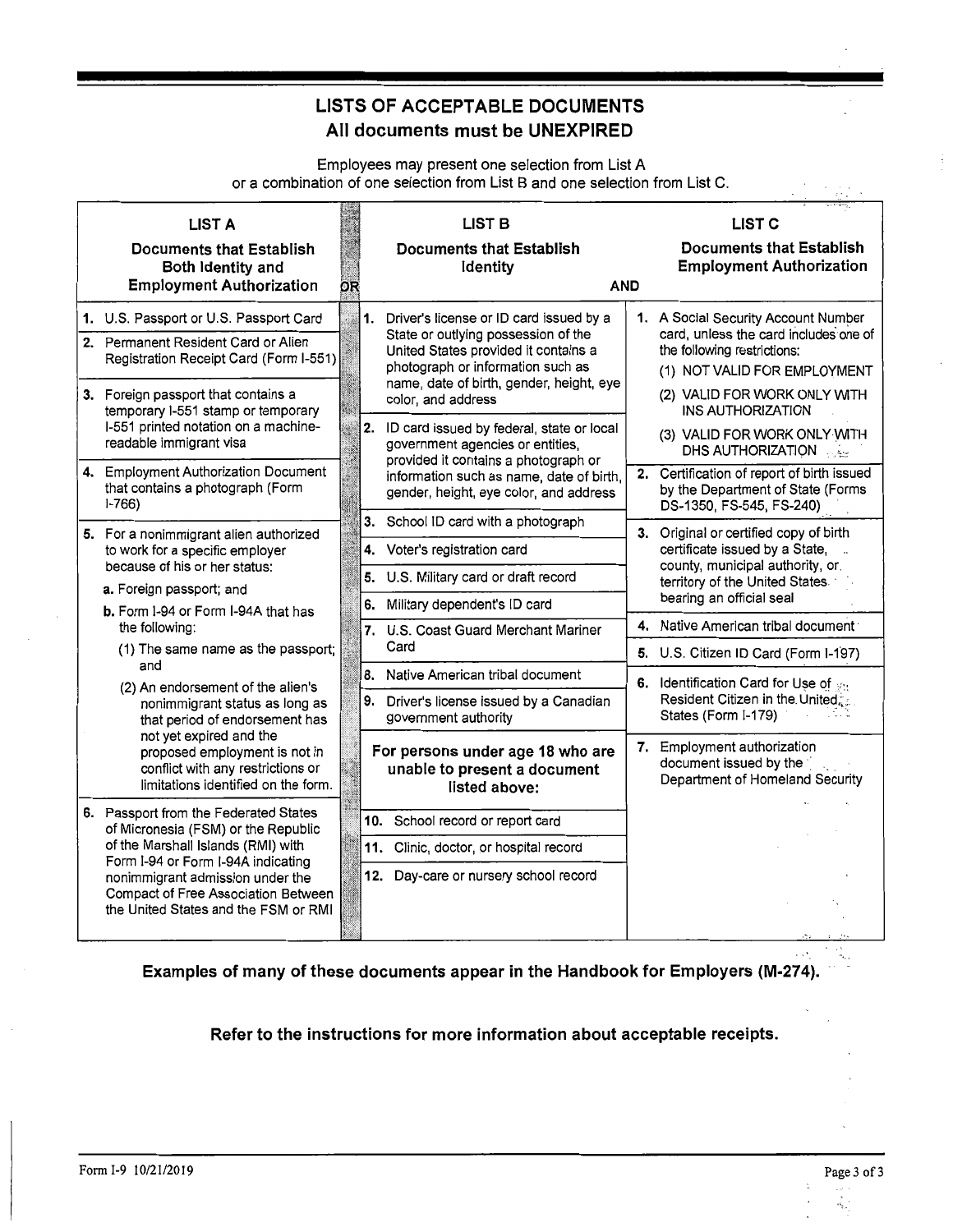# LISTS OF ACCEPTABLE DOCUMENTS
## All documents must be UNEXPIRED

Employees may present one selection from List A
or a combination of one selection from List B and one selection from List C.

| LIST A<br>**Documents that Establish Both Identity and Employment Authorization** | OR | LIST B<br>**Documents that Establish Identity** | AND | LIST C<br>**Documents that Establish Employment Authorization** |
|---|---|---|---|---|
| 1. U.S. Passport or U.S. Passport Card | | 1. Driver's license or ID card issued by a State or outlying possession of the United States provided it contains a photograph or information such as name, date of birth, gender, height, eye color, and address | | 1. A Social Security Account Number card, unless the card includes one of the following restrictions:<br>(1) NOT VALID FOR EMPLOYMENT<br>(2) VALID FOR WORK ONLY WITH INS AUTHORIZATION<br>(3) VALID FOR WORK ONLY WITH DHS AUTHORIZATION |
| 2. Permanent Resident Card or Alien Registration Receipt Card (Form I-551) | | 2. ID card issued by federal, state or local government agencies or entities, provided it contains a photograph or information such as name, date of birth, gender, height, eye color, and address | | 2. Certification of report of birth issued by the Department of State (Forms DS-1350, FS-545, FS-240) |
| 3. Foreign passport that contains a temporary I-551 stamp or temporary I-551 printed notation on a machine-readable immigrant visa | | 3. School ID card with a photograph | | 3. Original or certified copy of birth certificate issued by a State, county, municipal authority, or territory of the United States bearing an official seal |
| 4. Employment Authorization Document that contains a photograph (Form I-766) | | 4. Voter's registration card | | 4. Native American tribal document |
| 5. For a nonimmigrant alien authorized to work for a specific employer because of his or her status:<br>a. Foreign passport; and<br>b. Form I-94 or Form I-94A that has the following:<br>(1) The same name as the passport; and<br>(2) An endorsement of the alien's nonimmigrant status as long as that period of endorsement has not yet expired and the proposed employment is not in conflict with any restrictions or limitations identified on the form. | | 5. U.S. Military card or draft record | | 5. U.S. Citizen ID Card (Form I-197) |
| 6. Passport from the Federated States of Micronesia (FSM) or the Republic of the Marshall Islands (RMI) with Form I-94 or Form I-94A indicating nonimmigrant admission under the Compact of Free Association Between the United States and the FSM or RMI | | 6. Military dependent's ID card | | 6. Identification Card for Use of Resident Citizen in the United States (Form I-179) |
| | | 7. U.S. Coast Guard Merchant Mariner Card | | 7. Employment authorization document issued by the Department of Homeland Security |
| | | 8. Native American tribal document | | |
| | | 9. Driver's license issued by a Canadian government authority | | |
| | | **For persons under age 18 who are unable to present a document listed above:** | | |
| | | 10. School record or report card | | |
| | | 11. Clinic, doctor, or hospital record | | |
| | | 12. Day-care or nursery school record | | |

**Examples of many of these documents appear in the Handbook for Employers (M-274).**

**Refer to the instructions for more information about acceptable receipts.**

Form I-9 10/21/2019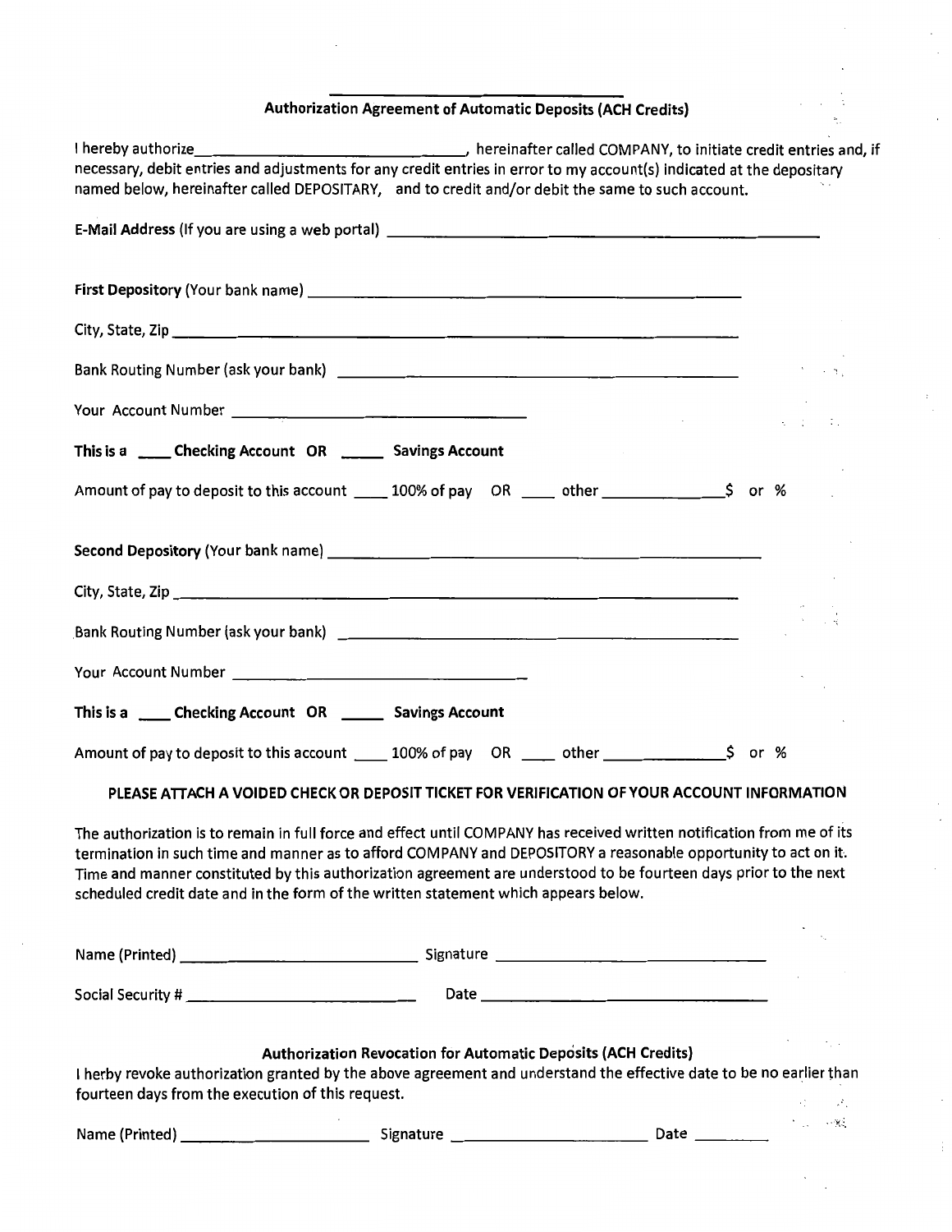## Authorization Agreement of Automatic Deposits (ACH Credits)

I hereby authorize________________________________, hereinafter called COMPANY, to initiate credit entries and, if necessary, debit entries and adjustments for any credit entries in error to my account(s) indicated at the depositary named below, hereinafter called DEPOSITARY, and to credit and/or debit the same to such account.

**E-Mail Address** (If you are using a web portal) ________________________________________________

**First Depository** (Your bank name) ________________________________________________

City, State, Zip ________________________________________________

Bank Routing Number (ask your bank) ________________________________________________

Your Account Number ________________________________

**This is a ____ Checking Account OR _____ Savings Account**

Amount of pay to deposit to this account ____ 100% of pay OR ____ other _____________$ or %

**Second Depository** (Your bank name) ________________________________________________

City, State, Zip ________________________________________________

Bank Routing Number (ask your bank) ________________________________________________

Your Account Number ________________________________

**This is a ____ Checking Account OR _____ Savings Account**

Amount of pay to deposit to this account ____ 100% of pay OR ____ other _____________$ or %

**PLEASE ATTACH A VOIDED CHECK OR DEPOSIT TICKET FOR VERIFICATION OF YOUR ACCOUNT INFORMATION**

The authorization is to remain in full force and effect until COMPANY has received written notification from me of its termination in such time and manner as to afford COMPANY and DEPOSITORY a reasonable opportunity to act on it. Time and manner constituted by this authorization agreement are understood to be fourteen days prior to the next scheduled credit date and in the form of the written statement which appears below.

Name (Printed) __________________________ Signature ________________________________

Social Security # __________________________ Date ________________________________

### Authorization Revocation for Automatic Deposits (ACH Credits)

I herby revoke authorization granted by the above agreement and understand the effective date to be no earlier than fourteen days from the execution of this request.

Name (Printed) _____________________ Signature _____________________ Date _________